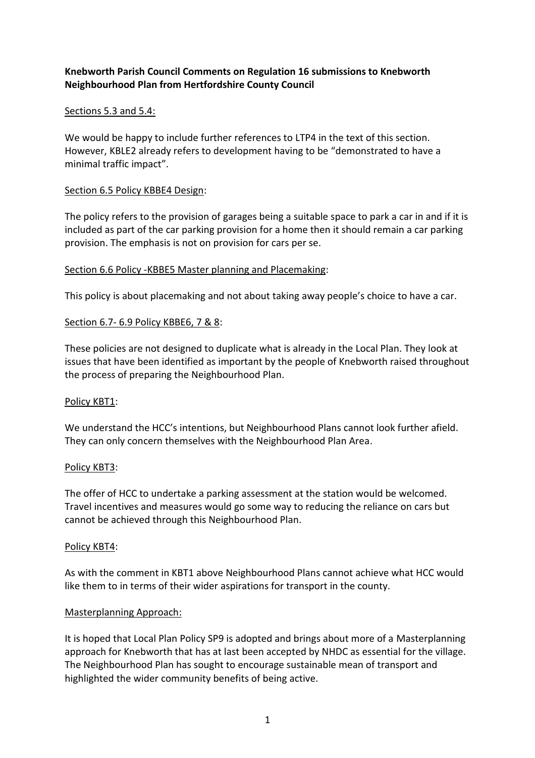**Knebworth Parish Council Comments on Regulation 16 submissions to Knebworth Neighbourhood Plan from Hertfordshire County Council**

<u>Sections 5.3 and 5.4:</u>

We would be happy to include further references to LTP4 in the text of this section. However, KBLE2 already refers to development having to be "demonstrated to have a minimal traffic impact".

<u>Section 6.5 Policy KBBE4 Design</u>:

The policy refers to the provision of garages being a suitable space to park a car in and if it is included as part of the car parking provision for a home then it should remain a car parking provision. The emphasis is not on provision for cars per se.

<u>Section 6.6 Policy -KBBE5 Master planning and Placemaking</u>:

This policy is about placemaking and not about taking away people's choice to have a car.

<u>Section 6.7- 6.9 Policy KBBE6, 7 & 8</u>:

These policies are not designed to duplicate what is already in the Local Plan. They look at issues that have been identified as important by the people of Knebworth raised throughout the process of preparing the Neighbourhood Plan.

<u>Policy KBT1</u>:

We understand the HCC's intentions, but Neighbourhood Plans cannot look further afield. They can only concern themselves with the Neighbourhood Plan Area.

<u>Policy KBT3</u>:

The offer of HCC to undertake a parking assessment at the station would be welcomed. Travel incentives and measures would go some way to reducing the reliance on cars but cannot be achieved through this Neighbourhood Plan.

<u>Policy KBT4</u>:

As with the comment in KBT1 above Neighbourhood Plans cannot achieve what HCC would like them to in terms of their wider aspirations for transport in the county.

<u>Masterplanning Approach:</u>

It is hoped that Local Plan Policy SP9 is adopted and brings about more of a Masterplanning approach for Knebworth that has at last been accepted by NHDC as essential for the village. The Neighbourhood Plan has sought to encourage sustainable mean of transport and highlighted the wider community benefits of being active.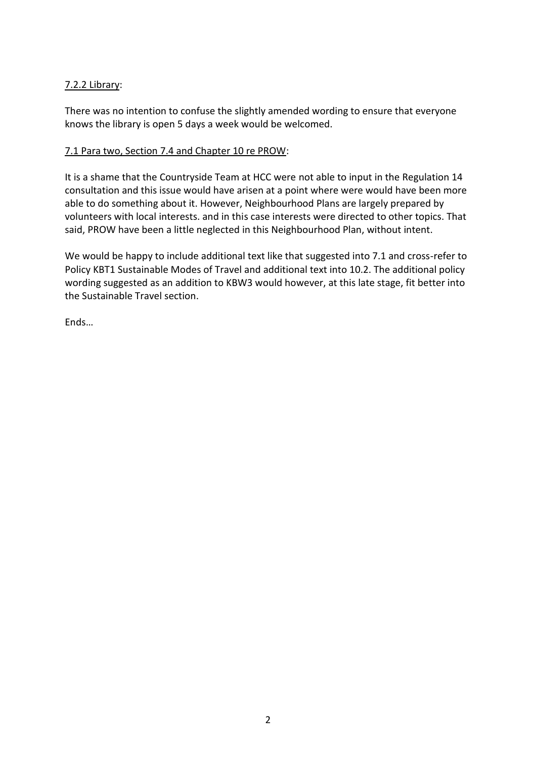<u>7.2.2 Library</u>:

There was no intention to confuse the slightly amended wording to ensure that everyone knows the library is open 5 days a week would be welcomed.

<u>7.1 Para two, Section 7.4 and Chapter 10 re PROW</u>:

It is a shame that the Countryside Team at HCC were not able to input in the Regulation 14 consultation and this issue would have arisen at a point where were would have been more able to do something about it. However, Neighbourhood Plans are largely prepared by volunteers with local interests. and in this case interests were directed to other topics. That said, PROW have been a little neglected in this Neighbourhood Plan, without intent.

We would be happy to include additional text like that suggested into 7.1 and cross-refer to Policy KBT1 Sustainable Modes of Travel and additional text into 10.2. The additional policy wording suggested as an addition to KBW3 would however, at this late stage, fit better into the Sustainable Travel section.

Ends…